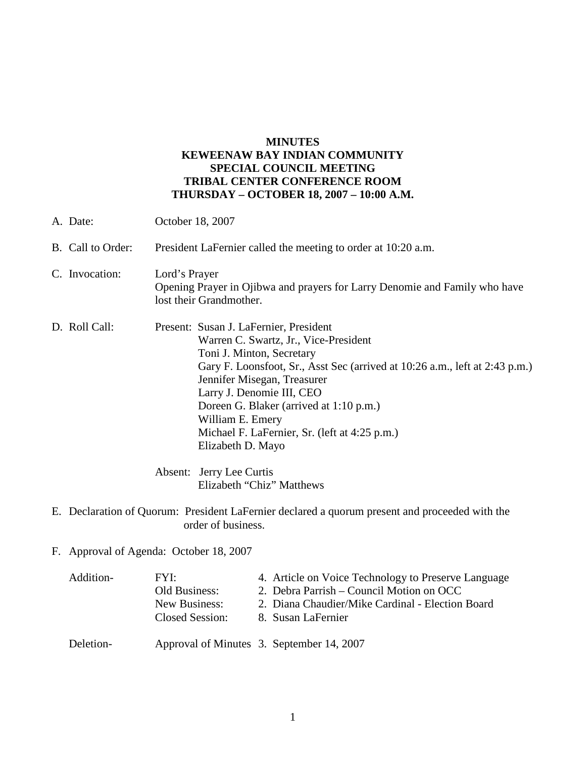**MINUTES**
**KEWEENAW BAY INDIAN COMMUNITY**
**SPECIAL COUNCIL MEETING**
**TRIBAL CENTER CONFERENCE ROOM**
**THURSDAY – OCTOBER 18, 2007 – 10:00 A.M.**

A. Date: October 18, 2007

B. Call to Order: President LaFernier called the meeting to order at 10:20 a.m.

C. Invocation: Lord's Prayer
Opening Prayer in Ojibwa and prayers for Larry Denomie and Family who have lost their Grandmother.

D. Roll Call: Present: Susan J. LaFernier, President
Warren C. Swartz, Jr., Vice-President
Toni J. Minton, Secretary
Gary F. Loonsfoot, Sr., Asst Sec (arrived at 10:26 a.m., left at 2:43 p.m.)
Jennifer Misegan, Treasurer
Larry J. Denomie III, CEO
Doreen G. Blaker (arrived at 1:10 p.m.)
William E. Emery
Michael F. LaFernier, Sr. (left at 4:25 p.m.)
Elizabeth D. Mayo

Absent: Jerry Lee Curtis
Elizabeth "Chiz" Matthews

E. Declaration of Quorum: President LaFernier declared a quorum present and proceeded with the order of business.

F. Approval of Agenda: October 18, 2007

Addition-
- FYI: 4. Article on Voice Technology to Preserve Language
- Old Business: 2. Debra Parrish – Council Motion on OCC
- New Business: 2. Diana Chaudier/Mike Cardinal - Election Board
- Closed Session: 8. Susan LaFernier

Deletion-
- Approval of Minutes 3. September 14, 2007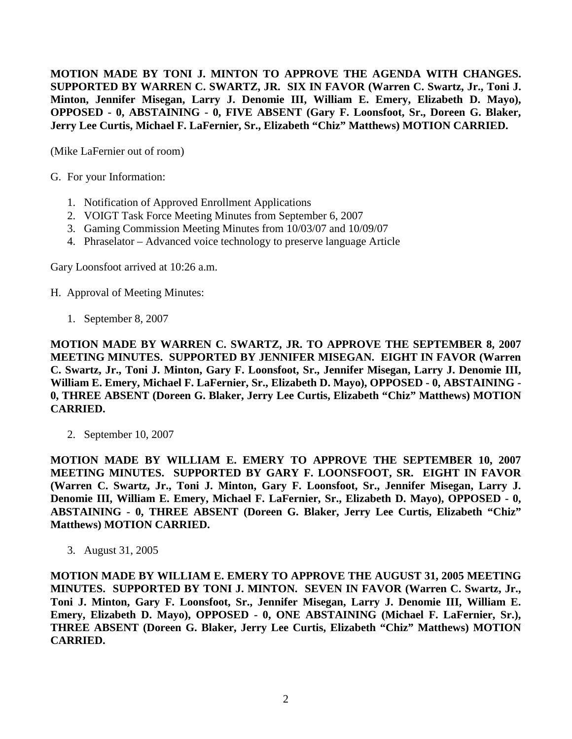**MOTION MADE BY TONI J. MINTON TO APPROVE THE AGENDA WITH CHANGES. SUPPORTED BY WARREN C. SWARTZ, JR. SIX IN FAVOR (Warren C. Swartz, Jr., Toni J. Minton, Jennifer Misegan, Larry J. Denomie III, William E. Emery, Elizabeth D. Mayo), OPPOSED - 0, ABSTAINING - 0, FIVE ABSENT (Gary F. Loonsfoot, Sr., Doreen G. Blaker, Jerry Lee Curtis, Michael F. LaFernier, Sr., Elizabeth "Chiz" Matthews) MOTION CARRIED.**

(Mike LaFernier out of room)

G. For your Information:

1. Notification of Approved Enrollment Applications
2. VOIGT Task Force Meeting Minutes from September 6, 2007
3. Gaming Commission Meeting Minutes from 10/03/07 and 10/09/07
4. Phraselator – Advanced voice technology to preserve language Article

Gary Loonsfoot arrived at 10:26 a.m.

H. Approval of Meeting Minutes:

1. September 8, 2007

**MOTION MADE BY WARREN C. SWARTZ, JR. TO APPROVE THE SEPTEMBER 8, 2007 MEETING MINUTES. SUPPORTED BY JENNIFER MISEGAN. EIGHT IN FAVOR (Warren C. Swartz, Jr., Toni J. Minton, Gary F. Loonsfoot, Sr., Jennifer Misegan, Larry J. Denomie III, William E. Emery, Michael F. LaFernier, Sr., Elizabeth D. Mayo), OPPOSED - 0, ABSTAINING - 0, THREE ABSENT (Doreen G. Blaker, Jerry Lee Curtis, Elizabeth "Chiz" Matthews) MOTION CARRIED.**

2. September 10, 2007

**MOTION MADE BY WILLIAM E. EMERY TO APPROVE THE SEPTEMBER 10, 2007 MEETING MINUTES. SUPPORTED BY GARY F. LOONSFOOT, SR. EIGHT IN FAVOR (Warren C. Swartz, Jr., Toni J. Minton, Gary F. Loonsfoot, Sr., Jennifer Misegan, Larry J. Denomie III, William E. Emery, Michael F. LaFernier, Sr., Elizabeth D. Mayo), OPPOSED - 0, ABSTAINING - 0, THREE ABSENT (Doreen G. Blaker, Jerry Lee Curtis, Elizabeth "Chiz" Matthews) MOTION CARRIED.**

3. August 31, 2005

**MOTION MADE BY WILLIAM E. EMERY TO APPROVE THE AUGUST 31, 2005 MEETING MINUTES. SUPPORTED BY TONI J. MINTON. SEVEN IN FAVOR (Warren C. Swartz, Jr., Toni J. Minton, Gary F. Loonsfoot, Sr., Jennifer Misegan, Larry J. Denomie III, William E. Emery, Elizabeth D. Mayo), OPPOSED - 0, ONE ABSTAINING (Michael F. LaFernier, Sr.), THREE ABSENT (Doreen G. Blaker, Jerry Lee Curtis, Elizabeth "Chiz" Matthews) MOTION CARRIED.**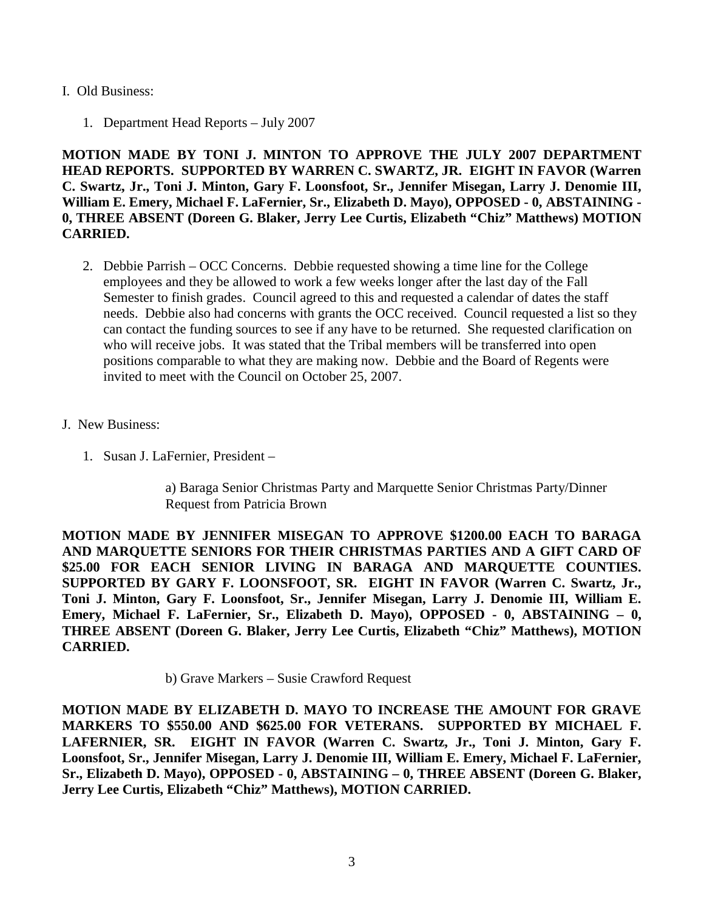I. Old Business:

1. Department Head Reports – July 2007

**MOTION MADE BY TONI J. MINTON TO APPROVE THE JULY 2007 DEPARTMENT HEAD REPORTS. SUPPORTED BY WARREN C. SWARTZ, JR. EIGHT IN FAVOR (Warren C. Swartz, Jr., Toni J. Minton, Gary F. Loonsfoot, Sr., Jennifer Misegan, Larry J. Denomie III, William E. Emery, Michael F. LaFernier, Sr., Elizabeth D. Mayo), OPPOSED - 0, ABSTAINING - 0, THREE ABSENT (Doreen G. Blaker, Jerry Lee Curtis, Elizabeth "Chiz" Matthews) MOTION CARRIED.**

2. Debbie Parrish – OCC Concerns. Debbie requested showing a time line for the College employees and they be allowed to work a few weeks longer after the last day of the Fall Semester to finish grades. Council agreed to this and requested a calendar of dates the staff needs. Debbie also had concerns with grants the OCC received. Council requested a list so they can contact the funding sources to see if any have to be returned. She requested clarification on who will receive jobs. It was stated that the Tribal members will be transferred into open positions comparable to what they are making now. Debbie and the Board of Regents were invited to meet with the Council on October 25, 2007.

J. New Business:

1. Susan J. LaFernier, President –

   a) Baraga Senior Christmas Party and Marquette Senior Christmas Party/Dinner Request from Patricia Brown

**MOTION MADE BY JENNIFER MISEGAN TO APPROVE $1200.00 EACH TO BARAGA AND MARQUETTE SENIORS FOR THEIR CHRISTMAS PARTIES AND A GIFT CARD OF $25.00 FOR EACH SENIOR LIVING IN BARAGA AND MARQUETTE COUNTIES. SUPPORTED BY GARY F. LOONSFOOT, SR. EIGHT IN FAVOR (Warren C. Swartz, Jr., Toni J. Minton, Gary F. Loonsfoot, Sr., Jennifer Misegan, Larry J. Denomie III, William E. Emery, Michael F. LaFernier, Sr., Elizabeth D. Mayo), OPPOSED - 0, ABSTAINING – 0, THREE ABSENT (Doreen G. Blaker, Jerry Lee Curtis, Elizabeth "Chiz" Matthews), MOTION CARRIED.**

   b) Grave Markers – Susie Crawford Request

**MOTION MADE BY ELIZABETH D. MAYO TO INCREASE THE AMOUNT FOR GRAVE MARKERS TO $550.00 AND $625.00 FOR VETERANS. SUPPORTED BY MICHAEL F. LAFERNIER, SR. EIGHT IN FAVOR (Warren C. Swartz, Jr., Toni J. Minton, Gary F. Loonsfoot, Sr., Jennifer Misegan, Larry J. Denomie III, William E. Emery, Michael F. LaFernier, Sr., Elizabeth D. Mayo), OPPOSED - 0, ABSTAINING – 0, THREE ABSENT (Doreen G. Blaker, Jerry Lee Curtis, Elizabeth "Chiz" Matthews), MOTION CARRIED.**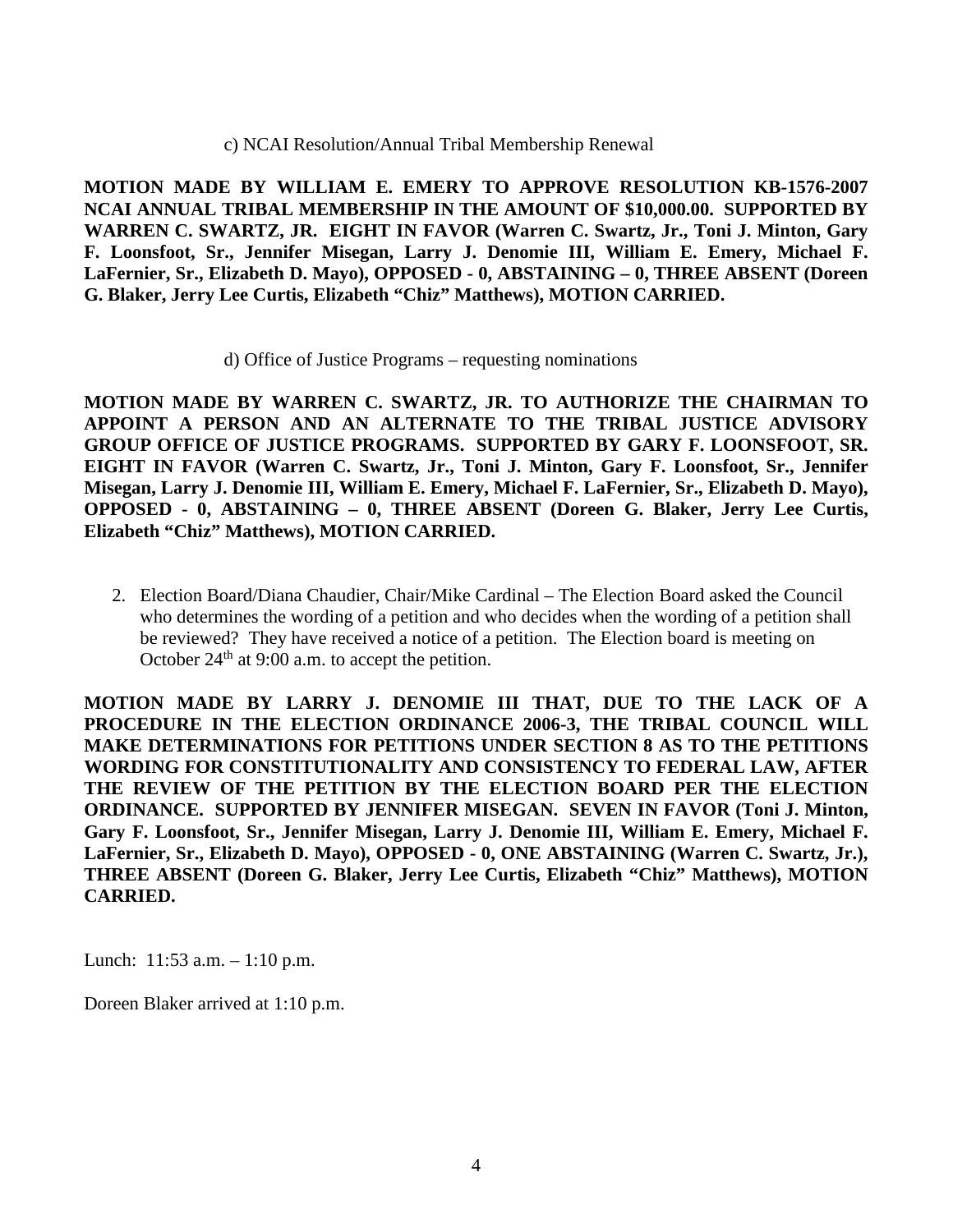c) NCAI Resolution/Annual Tribal Membership Renewal

**MOTION MADE BY WILLIAM E. EMERY TO APPROVE RESOLUTION KB-1576-2007 NCAI ANNUAL TRIBAL MEMBERSHIP IN THE AMOUNT OF $10,000.00. SUPPORTED BY WARREN C. SWARTZ, JR. EIGHT IN FAVOR (Warren C. Swartz, Jr., Toni J. Minton, Gary F. Loonsfoot, Sr., Jennifer Misegan, Larry J. Denomie III, William E. Emery, Michael F. LaFernier, Sr., Elizabeth D. Mayo), OPPOSED - 0, ABSTAINING – 0, THREE ABSENT (Doreen G. Blaker, Jerry Lee Curtis, Elizabeth "Chiz" Matthews), MOTION CARRIED.**

d) Office of Justice Programs – requesting nominations

**MOTION MADE BY WARREN C. SWARTZ, JR. TO AUTHORIZE THE CHAIRMAN TO APPOINT A PERSON AND AN ALTERNATE TO THE TRIBAL JUSTICE ADVISORY GROUP OFFICE OF JUSTICE PROGRAMS. SUPPORTED BY GARY F. LOONSFOOT, SR. EIGHT IN FAVOR (Warren C. Swartz, Jr., Toni J. Minton, Gary F. Loonsfoot, Sr., Jennifer Misegan, Larry J. Denomie III, William E. Emery, Michael F. LaFernier, Sr., Elizabeth D. Mayo), OPPOSED - 0, ABSTAINING – 0, THREE ABSENT (Doreen G. Blaker, Jerry Lee Curtis, Elizabeth "Chiz" Matthews), MOTION CARRIED.**

2. Election Board/Diana Chaudier, Chair/Mike Cardinal – The Election Board asked the Council who determines the wording of a petition and who decides when the wording of a petition shall be reviewed? They have received a notice of a petition. The Election board is meeting on October 24th at 9:00 a.m. to accept the petition.

**MOTION MADE BY LARRY J. DENOMIE III THAT, DUE TO THE LACK OF A PROCEDURE IN THE ELECTION ORDINANCE 2006-3, THE TRIBAL COUNCIL WILL MAKE DETERMINATIONS FOR PETITIONS UNDER SECTION 8 AS TO THE PETITIONS WORDING FOR CONSTITUTIONALITY AND CONSISTENCY TO FEDERAL LAW, AFTER THE REVIEW OF THE PETITION BY THE ELECTION BOARD PER THE ELECTION ORDINANCE. SUPPORTED BY JENNIFER MISEGAN. SEVEN IN FAVOR (Toni J. Minton, Gary F. Loonsfoot, Sr., Jennifer Misegan, Larry J. Denomie III, William E. Emery, Michael F. LaFernier, Sr., Elizabeth D. Mayo), OPPOSED - 0, ONE ABSTAINING (Warren C. Swartz, Jr.), THREE ABSENT (Doreen G. Blaker, Jerry Lee Curtis, Elizabeth "Chiz" Matthews), MOTION CARRIED.**

Lunch: 11:53 a.m. – 1:10 p.m.

Doreen Blaker arrived at 1:10 p.m.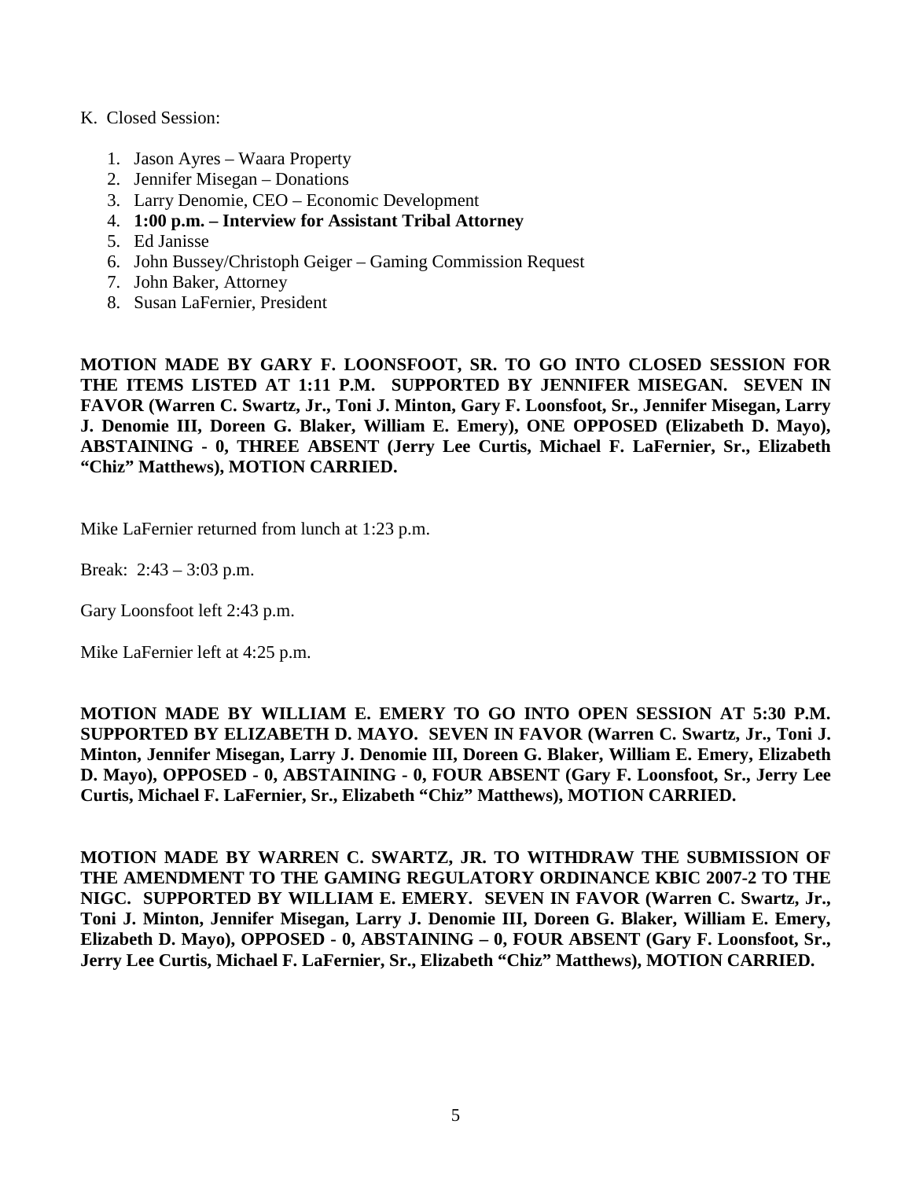K. Closed Session:

1. Jason Ayres – Waara Property
2. Jennifer Misegan – Donations
3. Larry Denomie, CEO – Economic Development
4. **1:00 p.m. – Interview for Assistant Tribal Attorney**
5. Ed Janisse
6. John Bussey/Christoph Geiger – Gaming Commission Request
7. John Baker, Attorney
8. Susan LaFernier, President

**MOTION MADE BY GARY F. LOONSFOOT, SR. TO GO INTO CLOSED SESSION FOR THE ITEMS LISTED AT 1:11 P.M. SUPPORTED BY JENNIFER MISEGAN. SEVEN IN FAVOR (Warren C. Swartz, Jr., Toni J. Minton, Gary F. Loonsfoot, Sr., Jennifer Misegan, Larry J. Denomie III, Doreen G. Blaker, William E. Emery), ONE OPPOSED (Elizabeth D. Mayo), ABSTAINING - 0, THREE ABSENT (Jerry Lee Curtis, Michael F. LaFernier, Sr., Elizabeth "Chiz" Matthews), MOTION CARRIED.**

Mike LaFernier returned from lunch at 1:23 p.m.

Break: 2:43 – 3:03 p.m.

Gary Loonsfoot left 2:43 p.m.

Mike LaFernier left at 4:25 p.m.

**MOTION MADE BY WILLIAM E. EMERY TO GO INTO OPEN SESSION AT 5:30 P.M. SUPPORTED BY ELIZABETH D. MAYO. SEVEN IN FAVOR (Warren C. Swartz, Jr., Toni J. Minton, Jennifer Misegan, Larry J. Denomie III, Doreen G. Blaker, William E. Emery, Elizabeth D. Mayo), OPPOSED - 0, ABSTAINING - 0, FOUR ABSENT (Gary F. Loonsfoot, Sr., Jerry Lee Curtis, Michael F. LaFernier, Sr., Elizabeth "Chiz" Matthews), MOTION CARRIED.**

**MOTION MADE BY WARREN C. SWARTZ, JR. TO WITHDRAW THE SUBMISSION OF THE AMENDMENT TO THE GAMING REGULATORY ORDINANCE KBIC 2007-2 TO THE NIGC. SUPPORTED BY WILLIAM E. EMERY. SEVEN IN FAVOR (Warren C. Swartz, Jr., Toni J. Minton, Jennifer Misegan, Larry J. Denomie III, Doreen G. Blaker, William E. Emery, Elizabeth D. Mayo), OPPOSED - 0, ABSTAINING – 0, FOUR ABSENT (Gary F. Loonsfoot, Sr., Jerry Lee Curtis, Michael F. LaFernier, Sr., Elizabeth "Chiz" Matthews), MOTION CARRIED.**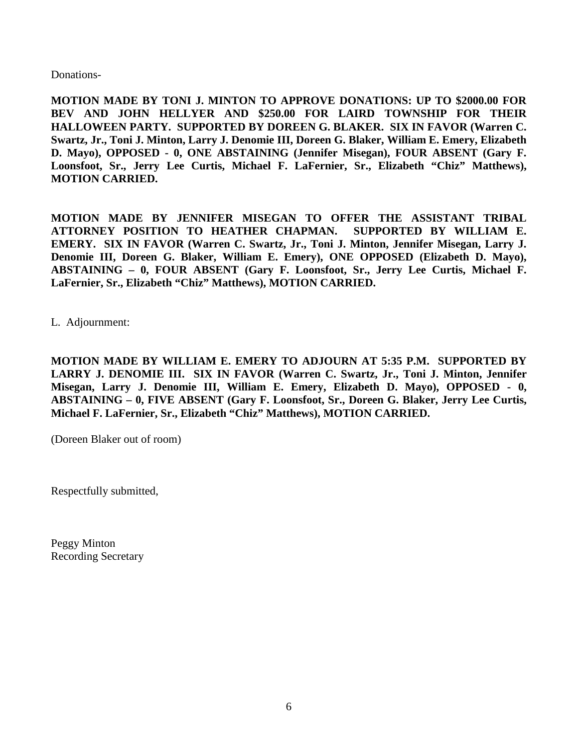Donations-

**MOTION MADE BY TONI J. MINTON TO APPROVE DONATIONS: UP TO $2000.00 FOR BEV AND JOHN HELLYER AND $250.00 FOR LAIRD TOWNSHIP FOR THEIR HALLOWEEN PARTY. SUPPORTED BY DOREEN G. BLAKER. SIX IN FAVOR (Warren C. Swartz, Jr., Toni J. Minton, Larry J. Denomie III, Doreen G. Blaker, William E. Emery, Elizabeth D. Mayo), OPPOSED - 0, ONE ABSTAINING (Jennifer Misegan), FOUR ABSENT (Gary F. Loonsfoot, Sr., Jerry Lee Curtis, Michael F. LaFernier, Sr., Elizabeth "Chiz" Matthews), MOTION CARRIED.**

**MOTION MADE BY JENNIFER MISEGAN TO OFFER THE ASSISTANT TRIBAL ATTORNEY POSITION TO HEATHER CHAPMAN. SUPPORTED BY WILLIAM E. EMERY. SIX IN FAVOR (Warren C. Swartz, Jr., Toni J. Minton, Jennifer Misegan, Larry J. Denomie III, Doreen G. Blaker, William E. Emery), ONE OPPOSED (Elizabeth D. Mayo), ABSTAINING – 0, FOUR ABSENT (Gary F. Loonsfoot, Sr., Jerry Lee Curtis, Michael F. LaFernier, Sr., Elizabeth "Chiz" Matthews), MOTION CARRIED.**

L. Adjournment:

**MOTION MADE BY WILLIAM E. EMERY TO ADJOURN AT 5:35 P.M. SUPPORTED BY LARRY J. DENOMIE III. SIX IN FAVOR (Warren C. Swartz, Jr., Toni J. Minton, Jennifer Misegan, Larry J. Denomie III, William E. Emery, Elizabeth D. Mayo), OPPOSED - 0, ABSTAINING – 0, FIVE ABSENT (Gary F. Loonsfoot, Sr., Doreen G. Blaker, Jerry Lee Curtis, Michael F. LaFernier, Sr., Elizabeth "Chiz" Matthews), MOTION CARRIED.**

(Doreen Blaker out of room)

Respectfully submitted,

Peggy Minton
Recording Secretary